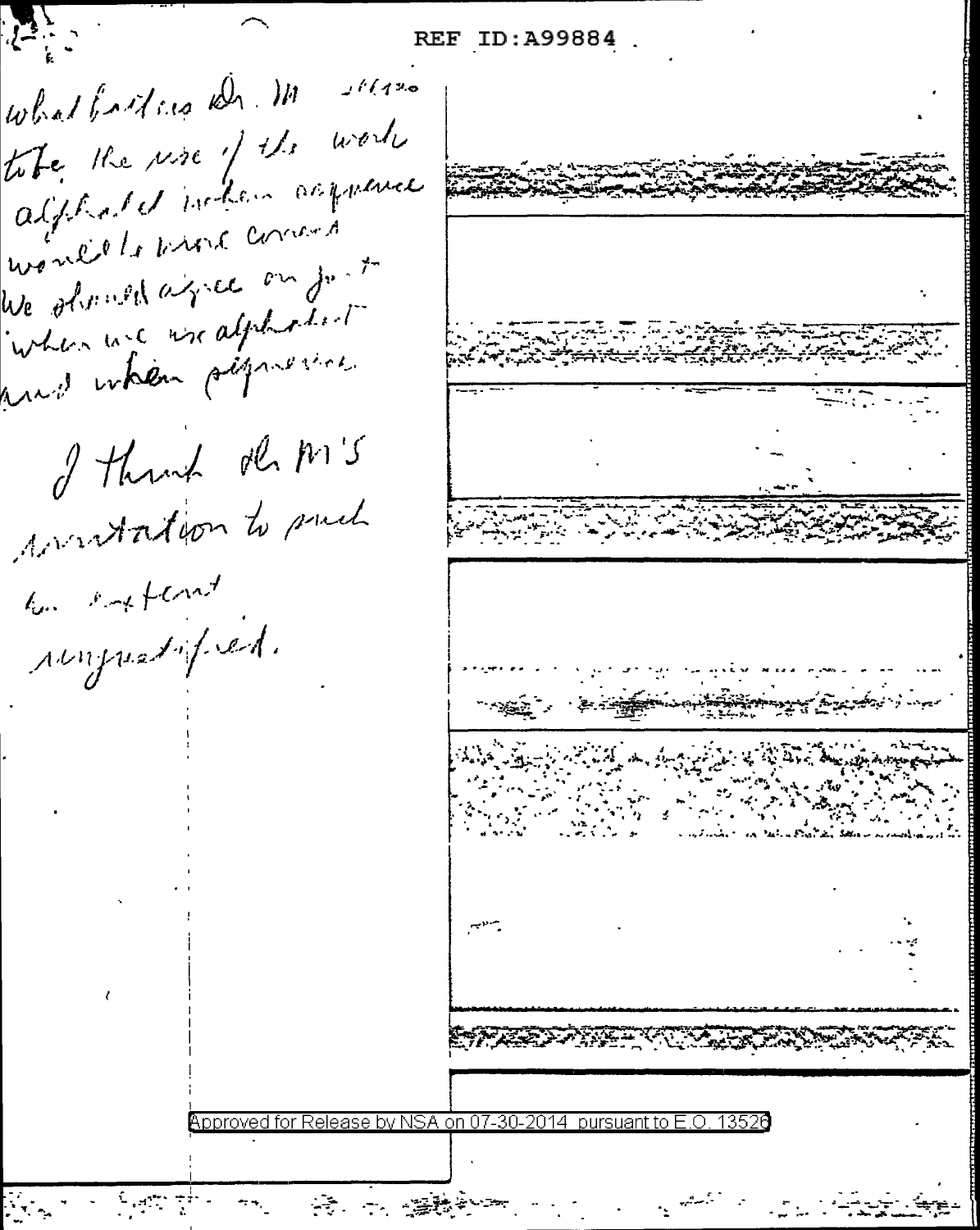what bothers Dr. M seems to be the use of the words alphabet when sequence would be more correct. We should agree on just when we use alphabet and when sequence.

I think Dr. M'S irritation to such an extent unjustified.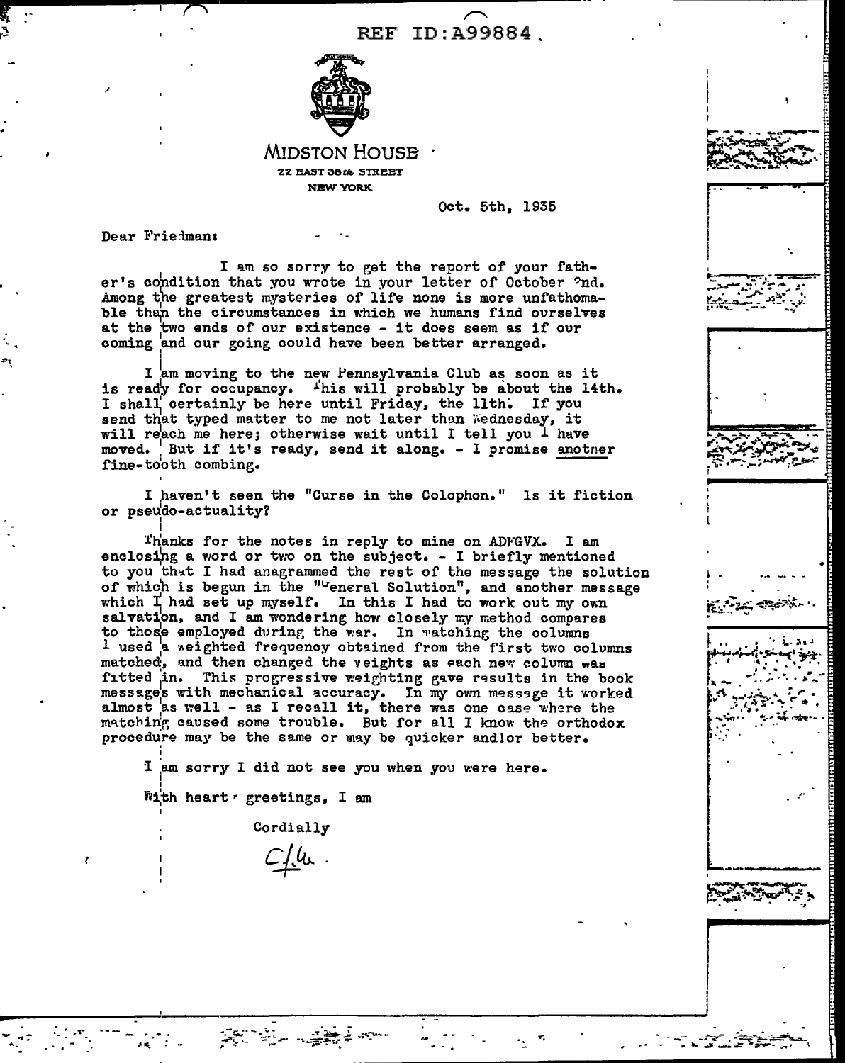REF ID:A99884

MIDSTON HOUSE
22 EAST 38th STREET
NEW YORK

Oct. 5th, 1935

Dear Friedman:

I am so sorry to get the report of your father's condition that you wrote in your letter of October 2nd. Among the greatest mysteries of life none is more unfathomable than the circumstances in which we humans find ourselves at the two ends of our existence - it does seem as if our coming and our going could have been better arranged.

I am moving to the new Pennsylvania Club as soon as it is ready for occupancy. This will probably be about the 14th. I shall certainly be here until Friday, the 11th. If you send that typed matter to me not later than Wednesday, it will reach me here; otherwise wait until I tell you I have moved. But if it's ready, send it along. - I promise anotner fine-tooth combing.

I haven't seen the "Curse in the Colophon." Is it fiction or pseudo-actuality?

Thanks for the notes in reply to mine on ADFGVX. I am enclosing a word or two on the subject. - I briefly mentioned to you that I had anagrammed the rest of the message the solution of which is begun in the "General Solution", and another message which I had set up myself. In this I had to work out my own salvation, and I am wondering how closely my method compares to those employed during the war. In matching the columns I used a weighted frequency obtained from the first two columns matched, and then changed the weights as each new column was fitted in. This progressive weighting gave results in the book messages with mechanical accuracy. In my own message it worked almost as well - as I recall it, there was one case where the matching caused some trouble. But for all I know the orthodox procedure may be the same or may be quicker and/or better.

I am sorry I did not see you when you were here.

With hearty greetings, I am

Cordially

C.H.W.